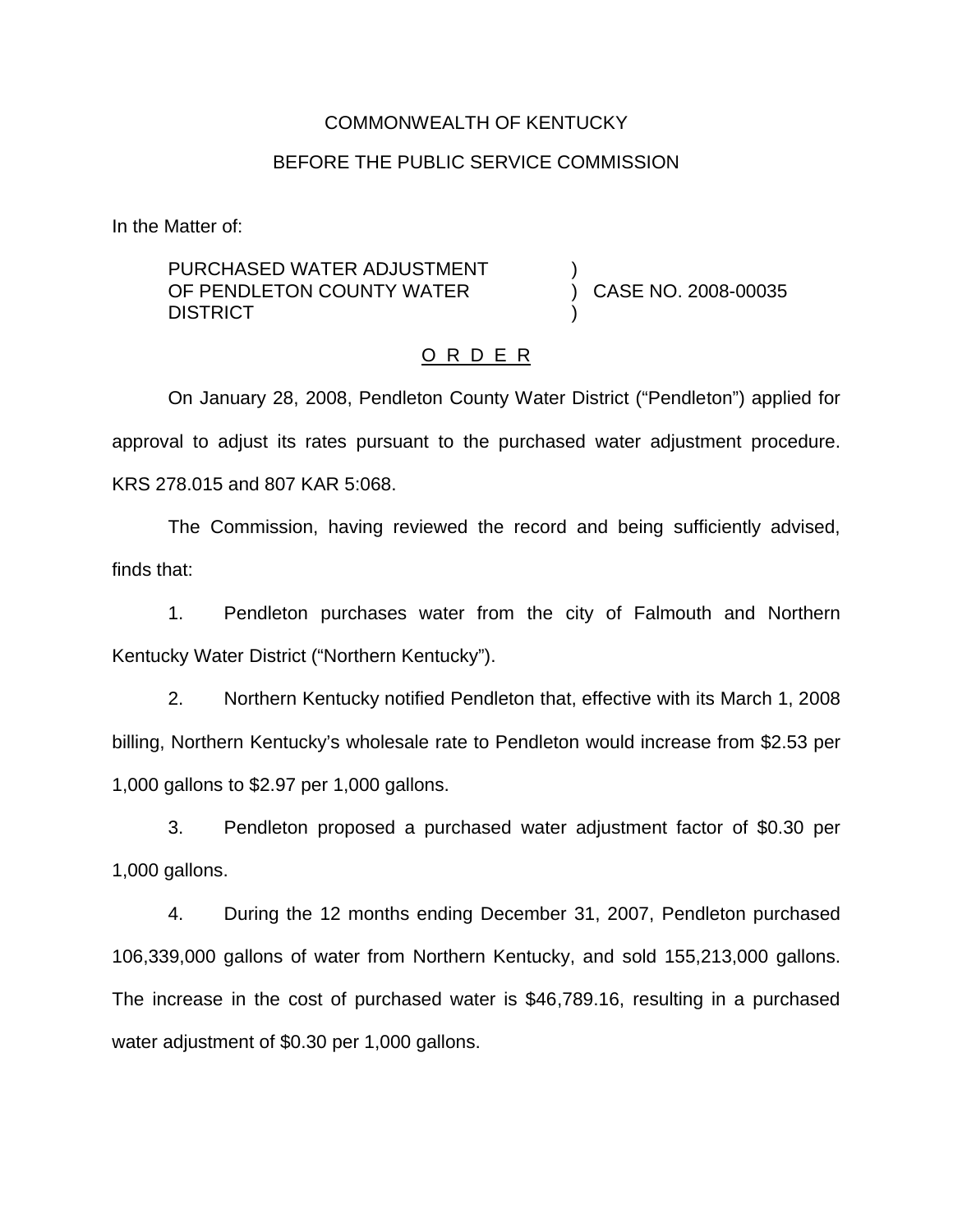COMMONWEALTH OF KENTUCKY

BEFORE THE PUBLIC SERVICE COMMISSION

In the Matter of:

| | | |
|---|---|---|
| PURCHASED WATER ADJUSTMENT OF PENDLETON COUNTY WATER DISTRICT | ) ) ) | CASE NO. 2008-00035 |

O R D E R

On January 28, 2008, Pendleton County Water District ("Pendleton") applied for approval to adjust its rates pursuant to the purchased water adjustment procedure. KRS 278.015 and 807 KAR 5:068.

The Commission, having reviewed the record and being sufficiently advised, finds that:

1. Pendleton purchases water from the city of Falmouth and Northern Kentucky Water District ("Northern Kentucky").

2. Northern Kentucky notified Pendleton that, effective with its March 1, 2008 billing, Northern Kentucky's wholesale rate to Pendleton would increase from $2.53 per 1,000 gallons to $2.97 per 1,000 gallons.

3. Pendleton proposed a purchased water adjustment factor of $0.30 per 1,000 gallons.

4. During the 12 months ending December 31, 2007, Pendleton purchased 106,339,000 gallons of water from Northern Kentucky, and sold 155,213,000 gallons. The increase in the cost of purchased water is $46,789.16, resulting in a purchased water adjustment of $0.30 per 1,000 gallons.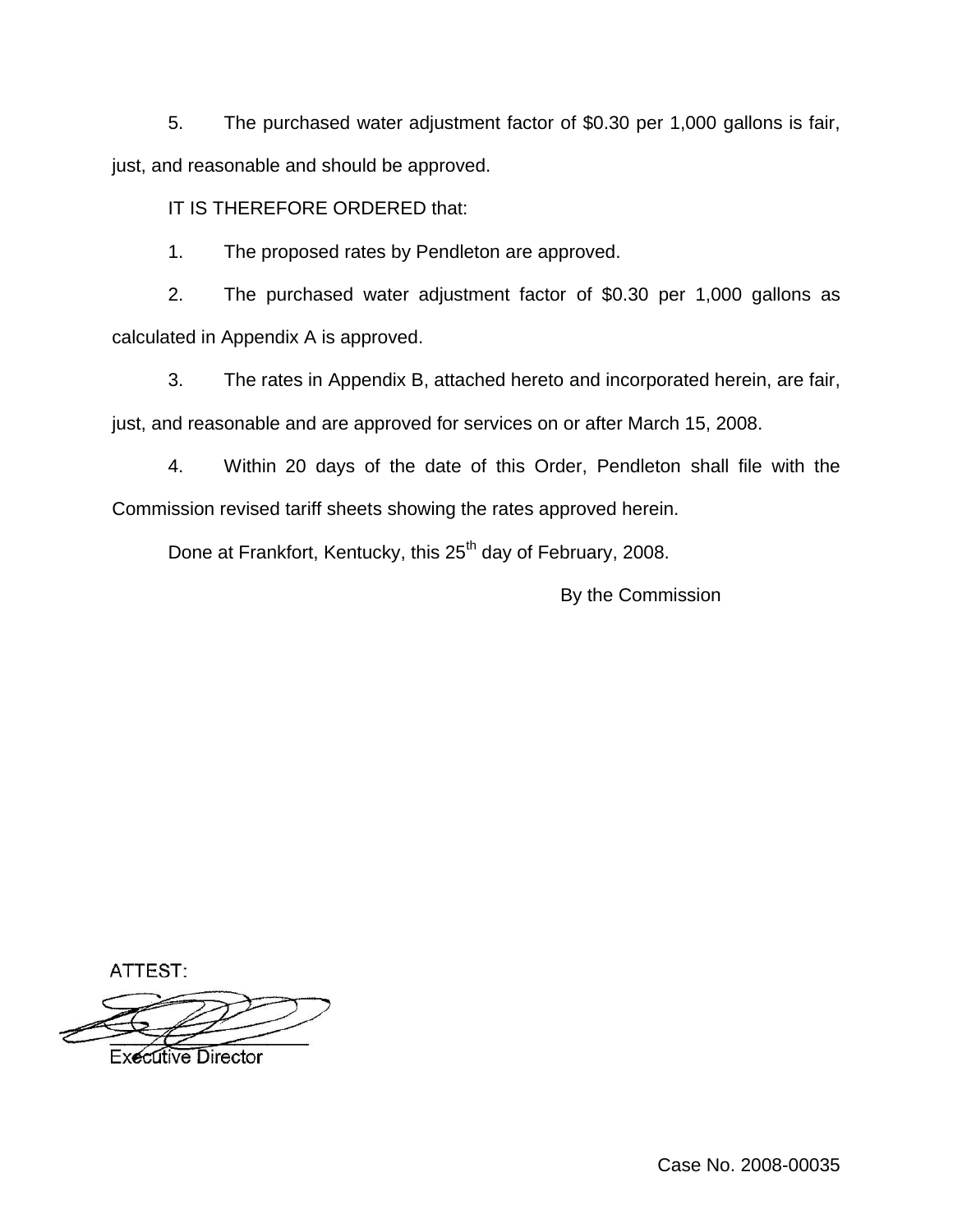5. The purchased water adjustment factor of $0.30 per 1,000 gallons is fair, just, and reasonable and should be approved.

IT IS THEREFORE ORDERED that:

1. The proposed rates by Pendleton are approved.

2. The purchased water adjustment factor of $0.30 per 1,000 gallons as calculated in Appendix A is approved.

3. The rates in Appendix B, attached hereto and incorporated herein, are fair, just, and reasonable and are approved for services on or after March 15, 2008.

4. Within 20 days of the date of this Order, Pendleton shall file with the Commission revised tariff sheets showing the rates approved herein.

Done at Frankfort, Kentucky, this 25th day of February, 2008.

By the Commission

ATTEST:

Executive Director

Case No. 2008-00035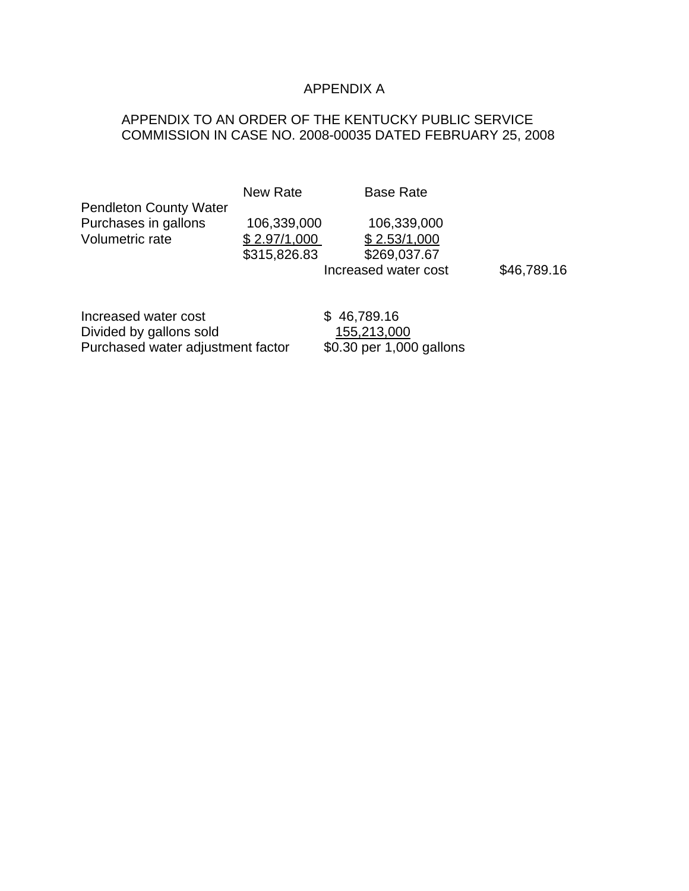# APPENDIX A

## APPENDIX TO AN ORDER OF THE KENTUCKY PUBLIC SERVICE COMMISSION IN CASE NO. 2008-00035 DATED FEBRUARY 25, 2008

| | New Rate | Base Rate | |
|---|---|---|---|
| Pendleton County Water | | | |
| Purchases in gallons | 106,339,000 | 106,339,000 | |
| Volumetric rate | $ 2.97/1,000 | $ 2.53/1,000 | |
| | $315,826.83 | $269,037.67 | |
| | | Increased water cost | $46,789.16 |

| | |
|---|---|
| Increased water cost | $ 46,789.16 |
| Divided by gallons sold | 155,213,000 |
| Purchased water adjustment factor | $0.30 per 1,000 gallons |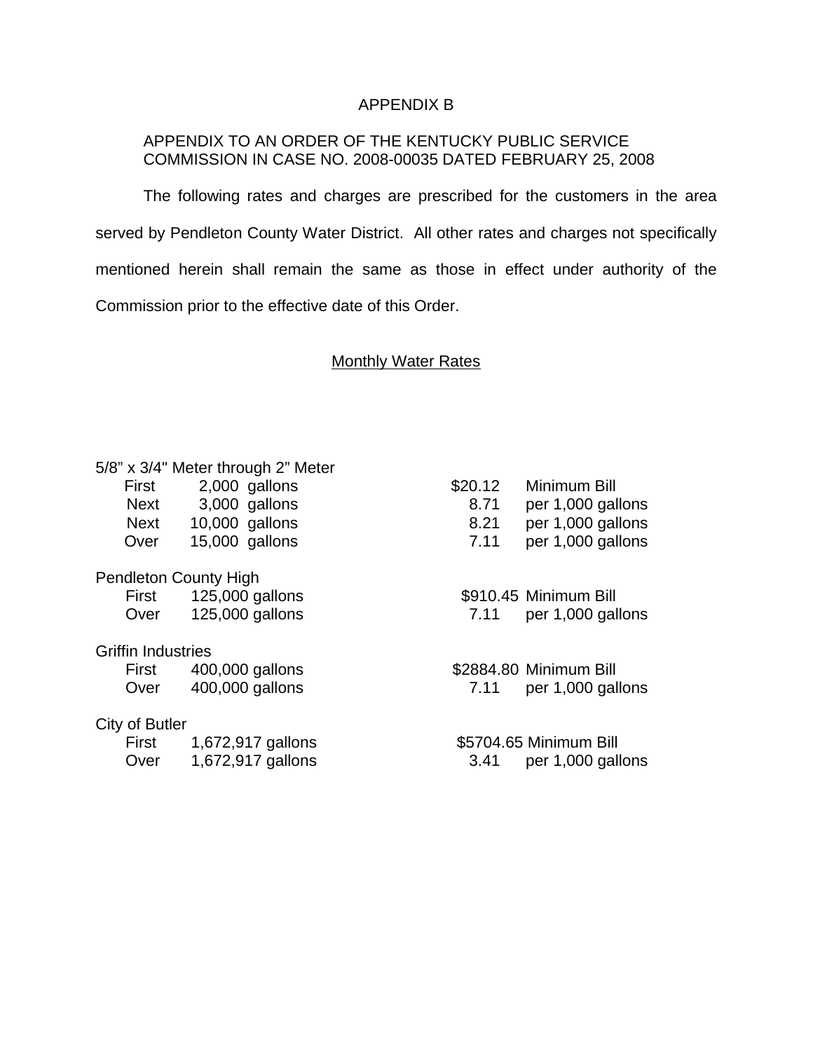APPENDIX B

APPENDIX TO AN ORDER OF THE KENTUCKY PUBLIC SERVICE COMMISSION IN CASE NO. 2008-00035 DATED FEBRUARY 25, 2008

The following rates and charges are prescribed for the customers in the area served by Pendleton County Water District. All other rates and charges not specifically mentioned herein shall remain the same as those in effect under authority of the Commission prior to the effective date of this Order.

<u>Monthly Water Rates</u>

| | | | |
|---|---|---|---|
| **5/8" x 3/4" Meter through 2" Meter** | | | |
| First | 2,000 gallons | $20.12 | Minimum Bill |
| Next | 3,000 gallons | 8.71 | per 1,000 gallons |
| Next | 10,000 gallons | 8.21 | per 1,000 gallons |
| Over | 15,000 gallons | 7.11 | per 1,000 gallons |
| **Pendleton County High** | | | |
| First | 125,000 gallons | $910.45 | Minimum Bill |
| Over | 125,000 gallons | 7.11 | per 1,000 gallons |
| **Griffin Industries** | | | |
| First | 400,000 gallons | $2884.80 | Minimum Bill |
| Over | 400,000 gallons | 7.11 | per 1,000 gallons |
| **City of Butler** | | | |
| First | 1,672,917 gallons | $5704.65 | Minimum Bill |
| Over | 1,672,917 gallons | 3.41 | per 1,000 gallons |